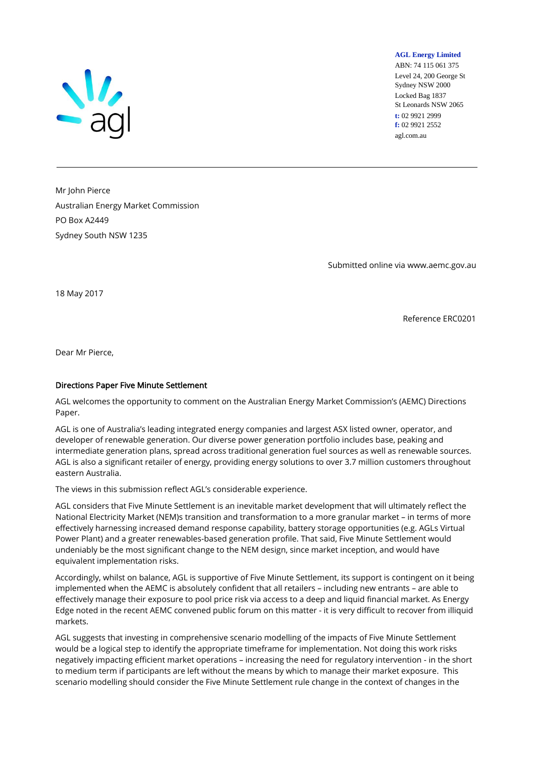**AGL Energy Limited**
ABN: 74 115 061 375
Level 24, 200 George St
Sydney NSW 2000
Locked Bag 1837
St Leonards NSW 2065
**t:** 02 9921 2999
**f:** 02 9921 2552
agl.com.au

Mr John Pierce
Australian Energy Market Commission
PO Box A2449
Sydney South NSW 1235

Submitted online via www.aemc.gov.au

18 May 2017

Reference ERC0201

Dear Mr Pierce,

**Directions Paper Five Minute Settlement**

AGL welcomes the opportunity to comment on the Australian Energy Market Commission's (AEMC) Directions Paper.

AGL is one of Australia's leading integrated energy companies and largest ASX listed owner, operator, and developer of renewable generation. Our diverse power generation portfolio includes base, peaking and intermediate generation plans, spread across traditional generation fuel sources as well as renewable sources. AGL is also a significant retailer of energy, providing energy solutions to over 3.7 million customers throughout eastern Australia.

The views in this submission reflect AGL's considerable experience.

AGL considers that Five Minute Settlement is an inevitable market development that will ultimately reflect the National Electricity Market (NEM)s transition and transformation to a more granular market – in terms of more effectively harnessing increased demand response capability, battery storage opportunities (e.g. AGLs Virtual Power Plant) and a greater renewables-based generation profile. That said, Five Minute Settlement would undeniably be the most significant change to the NEM design, since market inception, and would have equivalent implementation risks.

Accordingly, whilst on balance, AGL is supportive of Five Minute Settlement, its support is contingent on it being implemented when the AEMC is absolutely confident that all retailers – including new entrants – are able to effectively manage their exposure to pool price risk via access to a deep and liquid financial market. As Energy Edge noted in the recent AEMC convened public forum on this matter - it is very difficult to recover from illiquid markets.

AGL suggests that investing in comprehensive scenario modelling of the impacts of Five Minute Settlement would be a logical step to identify the appropriate timeframe for implementation. Not doing this work risks negatively impacting efficient market operations – increasing the need for regulatory intervention - in the short to medium term if participants are left without the means by which to manage their market exposure. This scenario modelling should consider the Five Minute Settlement rule change in the context of changes in the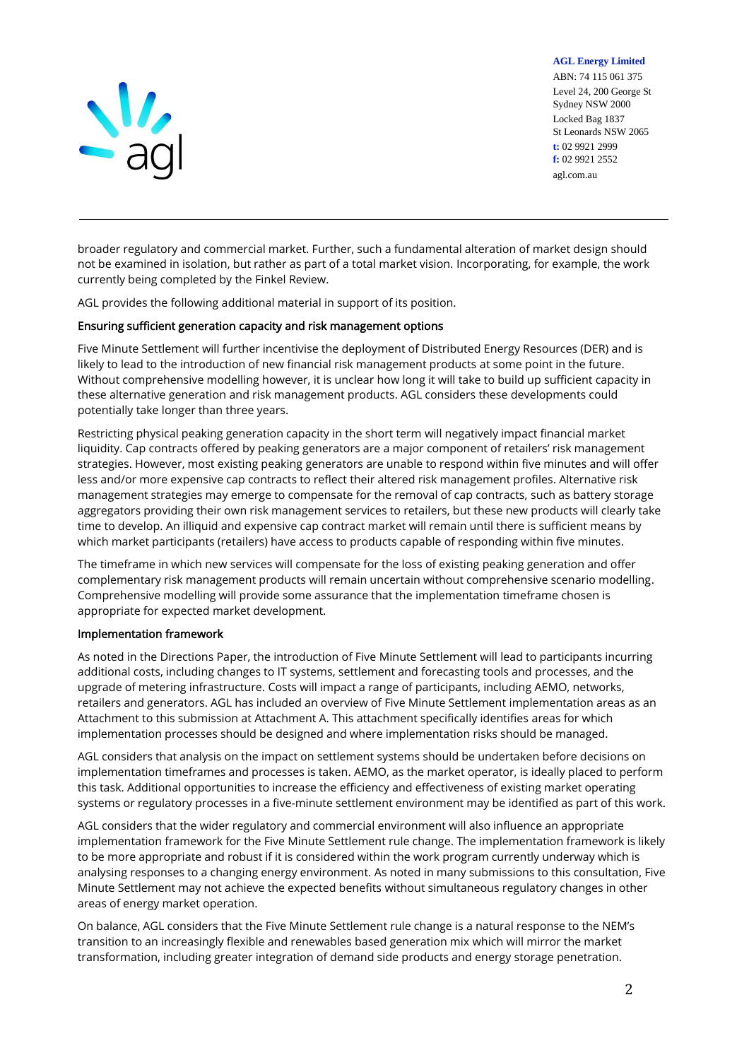broader regulatory and commercial market. Further, such a fundamental alteration of market design should not be examined in isolation, but rather as part of a total market vision. Incorporating, for example, the work currently being completed by the Finkel Review.

AGL provides the following additional material in support of its position.

**Ensuring sufficient generation capacity and risk management options**

Five Minute Settlement will further incentivise the deployment of Distributed Energy Resources (DER) and is likely to lead to the introduction of new financial risk management products at some point in the future. Without comprehensive modelling however, it is unclear how long it will take to build up sufficient capacity in these alternative generation and risk management products. AGL considers these developments could potentially take longer than three years.

Restricting physical peaking generation capacity in the short term will negatively impact financial market liquidity. Cap contracts offered by peaking generators are a major component of retailers' risk management strategies. However, most existing peaking generators are unable to respond within five minutes and will offer less and/or more expensive cap contracts to reflect their altered risk management profiles. Alternative risk management strategies may emerge to compensate for the removal of cap contracts, such as battery storage aggregators providing their own risk management services to retailers, but these new products will clearly take time to develop. An illiquid and expensive cap contract market will remain until there is sufficient means by which market participants (retailers) have access to products capable of responding within five minutes.

The timeframe in which new services will compensate for the loss of existing peaking generation and offer complementary risk management products will remain uncertain without comprehensive scenario modelling. Comprehensive modelling will provide some assurance that the implementation timeframe chosen is appropriate for expected market development.

**Implementation framework**

As noted in the Directions Paper, the introduction of Five Minute Settlement will lead to participants incurring additional costs, including changes to IT systems, settlement and forecasting tools and processes, and the upgrade of metering infrastructure. Costs will impact a range of participants, including AEMO, networks, retailers and generators. AGL has included an overview of Five Minute Settlement implementation areas as an Attachment to this submission at Attachment A. This attachment specifically identifies areas for which implementation processes should be designed and where implementation risks should be managed.

AGL considers that analysis on the impact on settlement systems should be undertaken before decisions on implementation timeframes and processes is taken. AEMO, as the market operator, is ideally placed to perform this task. Additional opportunities to increase the efficiency and effectiveness of existing market operating systems or regulatory processes in a five-minute settlement environment may be identified as part of this work.

AGL considers that the wider regulatory and commercial environment will also influence an appropriate implementation framework for the Five Minute Settlement rule change. The implementation framework is likely to be more appropriate and robust if it is considered within the work program currently underway which is analysing responses to a changing energy environment. As noted in many submissions to this consultation, Five Minute Settlement may not achieve the expected benefits without simultaneous regulatory changes in other areas of energy market operation.

On balance, AGL considers that the Five Minute Settlement rule change is a natural response to the NEM's transition to an increasingly flexible and renewables based generation mix which will mirror the market transformation, including greater integration of demand side products and energy storage penetration.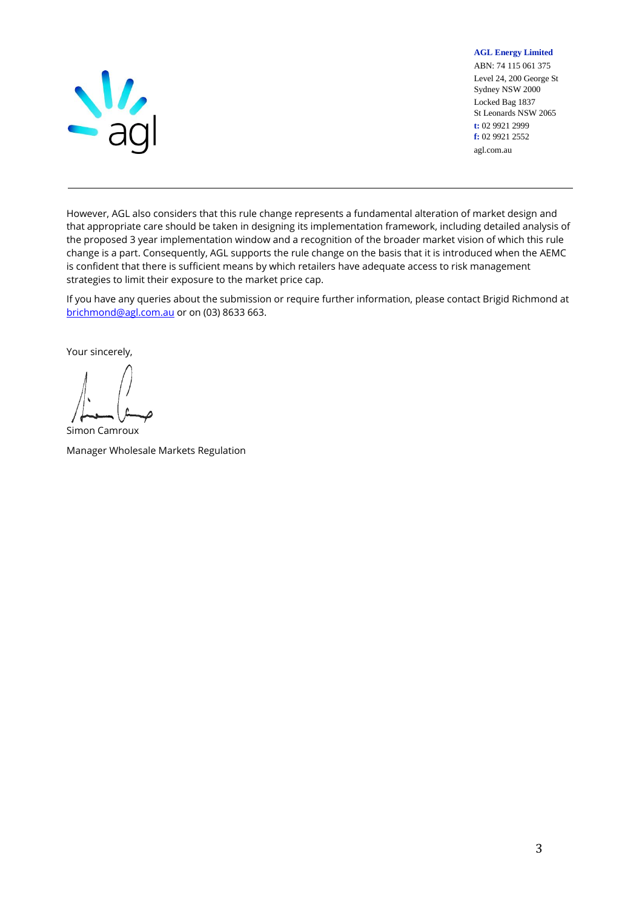**AGL Energy Limited**
ABN: 74 115 061 375
Level 24, 200 George St
Sydney NSW 2000
Locked Bag 1837
St Leonards NSW 2065
**t:** 02 9921 2999
**f:** 02 9921 2552
agl.com.au

---

However, AGL also considers that this rule change represents a fundamental alteration of market design and that appropriate care should be taken in designing its implementation framework, including detailed analysis of the proposed 3 year implementation window and a recognition of the broader market vision of which this rule change is a part. Consequently, AGL supports the rule change on the basis that it is introduced when the AEMC is confident that there is sufficient means by which retailers have adequate access to risk management strategies to limit their exposure to the market price cap.

If you have any queries about the submission or require further information, please contact Brigid Richmond at brichmond@agl.com.au or on (03) 8633 663.

Your sincerely,

Simon Camroux

Manager Wholesale Markets Regulation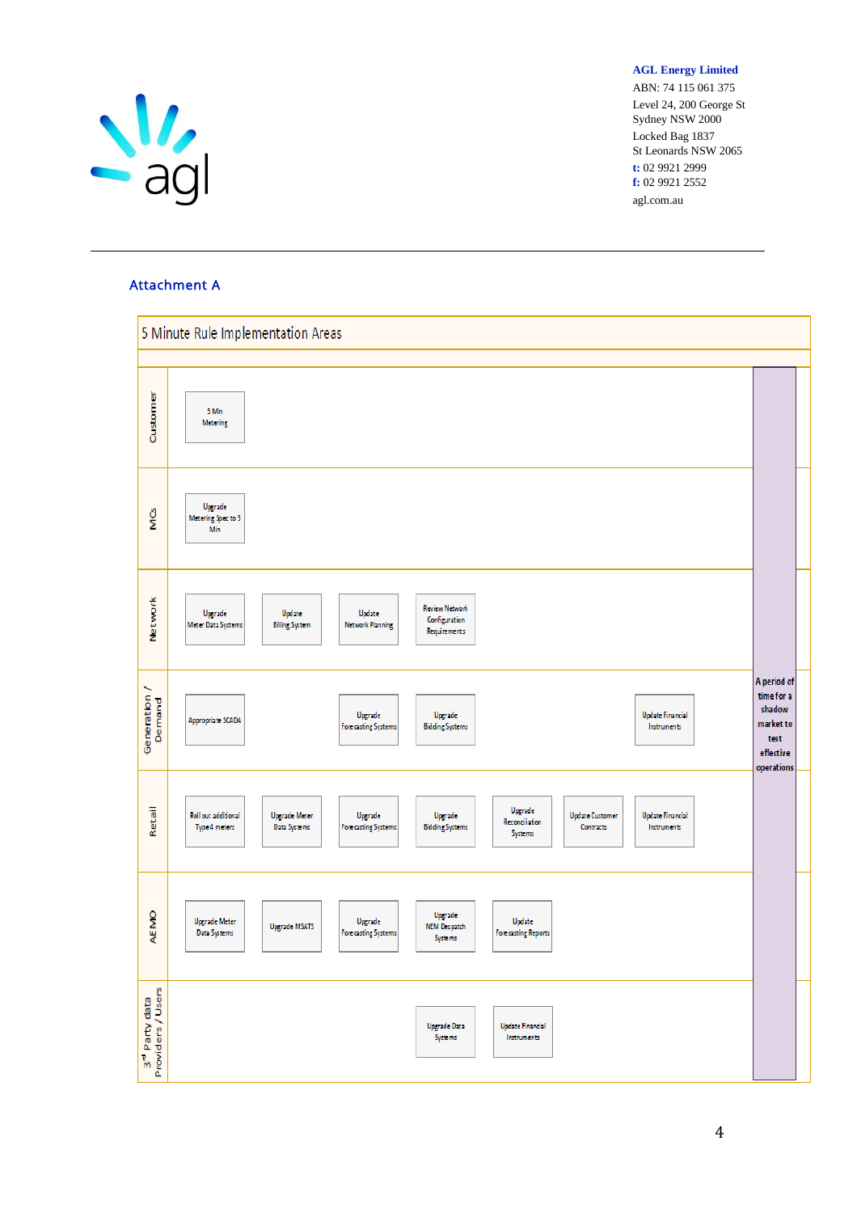**AGL Energy Limited**
ABN: 74 115 061 375
Level 24, 200 George St
Sydney NSW 2000
Locked Bag 1837
St Leonards NSW 2065
**t:** 02 9921 2999
**f:** 02 9921 2552
agl.com.au

## Attachment A

5 Minute Rule Implementation Areas

Customer
5 Min Metering

MCs
Upgrade Metering Spec to 5 Min

Network
Upgrade Meter Data Systems
Update Billing System
Update Network Planning
Review Network Configuration Requirements

Generation / Demand
Appropriate SCADA
Upgrade Forecasting Systems
Upgrade Bidding Systems
Update Financial Instruments

Retail
Roll out additional Type4 meters
Upgrade Meter Data Systems
Upgrade Forecasting Systems
Upgrade Bidding Systems
Upgrade Reconciliation Systems
Update Customer Contracts
Update Financial Instruments

AEMO
Upgrade Meter Data Systems
Upgrade MSATS
Upgrade Forecasting Systems
Upgrade NEM Despatch Systems
Update Forecasting Reports

3rd Party data Providers / Users
Upgrade Data Systems
Update Financial Instruments

A period of time for a shadow market to test effective operations